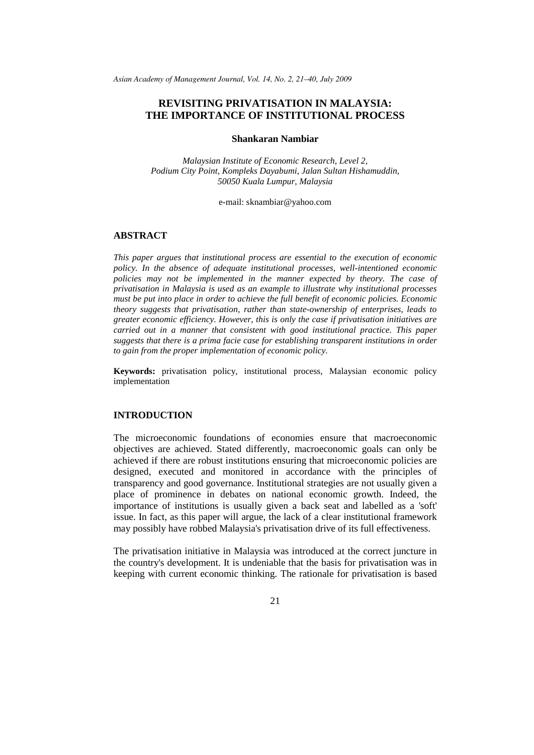# REVISITING PRIVATISATION IN MALAYSIA: THE IMPORTANCE OF INSTITUTIONAL PROCESS

**Shankaran Nambiar**

*Malaysian Institute of Economic Research, Level 2, Podium City Point, Kompleks Dayabumi, Jalan Sultan Hishamuddin, 50050 Kuala Lumpur, Malaysia*

e-mail: sknambiar@yahoo.com

## ABSTRACT

*This paper argues that institutional process are essential to the execution of economic policy. In the absence of adequate institutional processes, well-intentioned economic policies may not be implemented in the manner expected by theory. The case of privatisation in Malaysia is used as an example to illustrate why institutional processes must be put into place in order to achieve the full benefit of economic policies. Economic theory suggests that privatisation, rather than state-ownership of enterprises, leads to greater economic efficiency. However, this is only the case if privatisation initiatives are carried out in a manner that consistent with good institutional practice. This paper suggests that there is a prima facie case for establishing transparent institutions in order to gain from the proper implementation of economic policy.*

**Keywords:** privatisation policy, institutional process, Malaysian economic policy implementation

## INTRODUCTION

The microeconomic foundations of economies ensure that macroeconomic objectives are achieved. Stated differently, macroeconomic goals can only be achieved if there are robust institutions ensuring that microeconomic policies are designed, executed and monitored in accordance with the principles of transparency and good governance. Institutional strategies are not usually given a place of prominence in debates on national economic growth. Indeed, the importance of institutions is usually given a back seat and labelled as a 'soft' issue. In fact, as this paper will argue, the lack of a clear institutional framework may possibly have robbed Malaysia's privatisation drive of its full effectiveness.

The privatisation initiative in Malaysia was introduced at the correct juncture in the country's development. It is undeniable that the basis for privatisation was in keeping with current economic thinking. The rationale for privatisation is based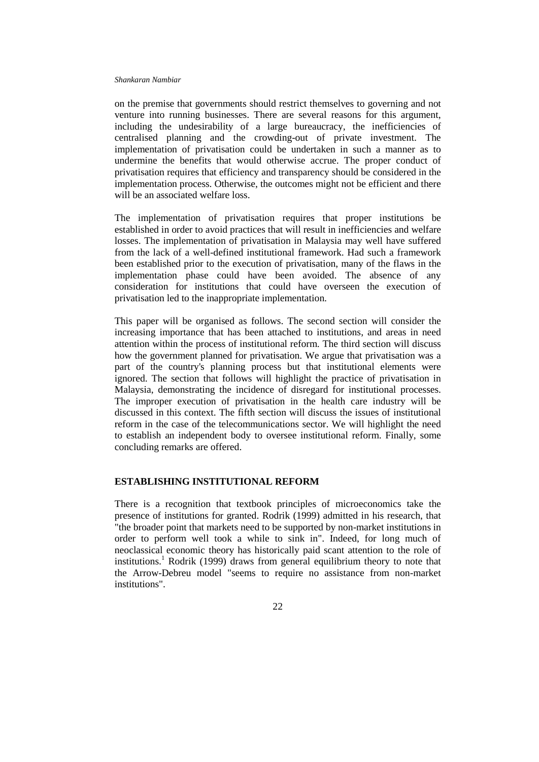on the premise that governments should restrict themselves to governing and not venture into running businesses. There are several reasons for this argument, including the undesirability of a large bureaucracy, the inefficiencies of centralised planning and the crowding-out of private investment. The implementation of privatisation could be undertaken in such a manner as to undermine the benefits that would otherwise accrue. The proper conduct of privatisation requires that efficiency and transparency should be considered in the implementation process. Otherwise, the outcomes might not be efficient and there will be an associated welfare loss.

The implementation of privatisation requires that proper institutions be established in order to avoid practices that will result in inefficiencies and welfare losses. The implementation of privatisation in Malaysia may well have suffered from the lack of a well-defined institutional framework. Had such a framework been established prior to the execution of privatisation, many of the flaws in the implementation phase could have been avoided. The absence of any consideration for institutions that could have overseen the execution of privatisation led to the inappropriate implementation.

This paper will be organised as follows. The second section will consider the increasing importance that has been attached to institutions, and areas in need attention within the process of institutional reform. The third section will discuss how the government planned for privatisation. We argue that privatisation was a part of the country's planning process but that institutional elements were ignored. The section that follows will highlight the practice of privatisation in Malaysia, demonstrating the incidence of disregard for institutional processes. The improper execution of privatisation in the health care industry will be discussed in this context. The fifth section will discuss the issues of institutional reform in the case of the telecommunications sector. We will highlight the need to establish an independent body to oversee institutional reform. Finally, some concluding remarks are offered.

## ESTABLISHING INSTITUTIONAL REFORM

There is a recognition that textbook principles of microeconomics take the presence of institutions for granted. Rodrik (1999) admitted in his research, that "the broader point that markets need to be supported by non-market institutions in order to perform well took a while to sink in". Indeed, for long much of neoclassical economic theory has historically paid scant attention to the role of institutions.[1] Rodrik (1999) draws from general equilibrium theory to note that the Arrow-Debreu model "seems to require no assistance from non-market institutions".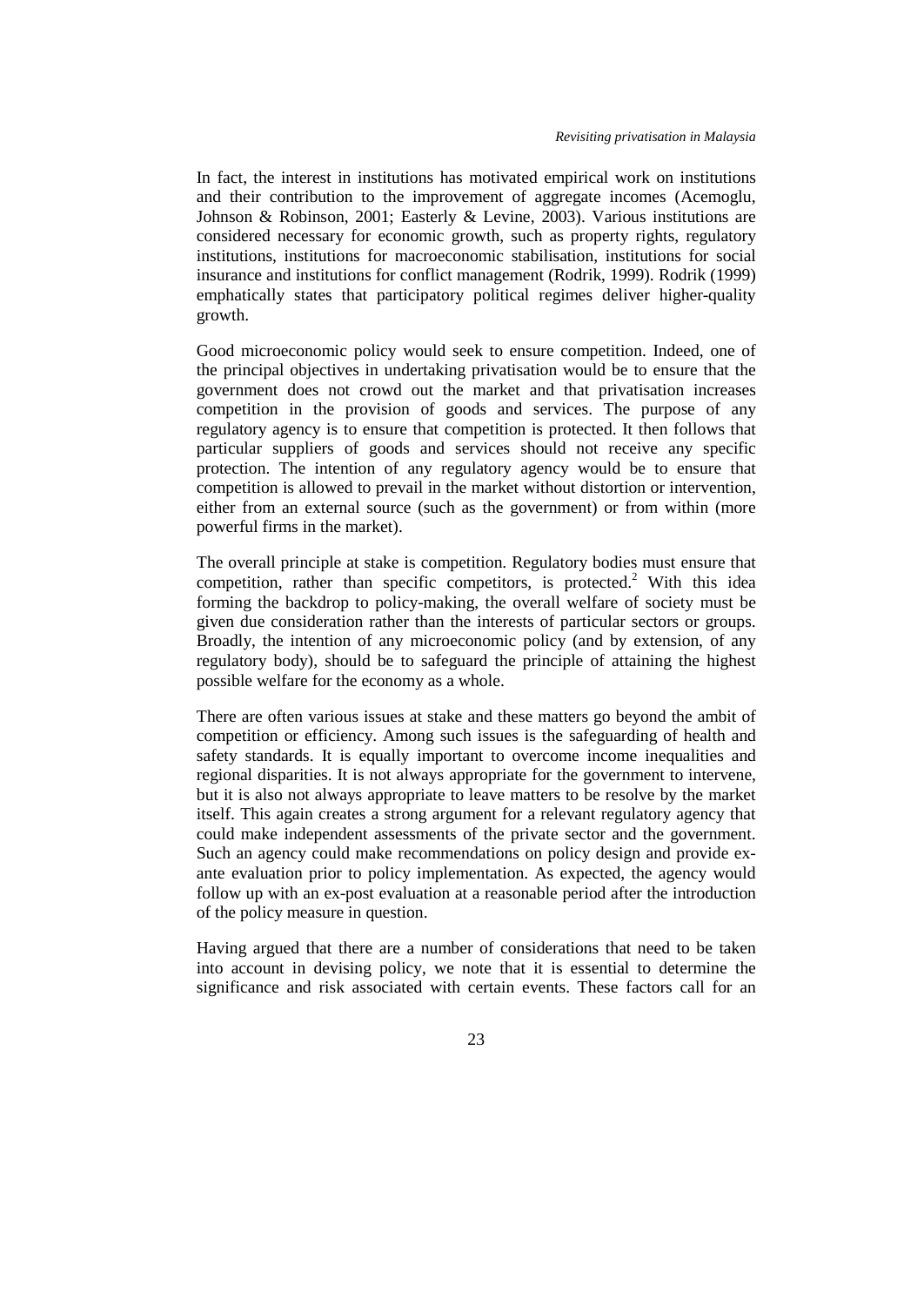In fact, the interest in institutions has motivated empirical work on institutions and their contribution to the improvement of aggregate incomes (Acemoglu, Johnson & Robinson, 2001; Easterly & Levine, 2003). Various institutions are considered necessary for economic growth, such as property rights, regulatory institutions, institutions for macroeconomic stabilisation, institutions for social insurance and institutions for conflict management (Rodrik, 1999). Rodrik (1999) emphatically states that participatory political regimes deliver higher-quality growth.

Good microeconomic policy would seek to ensure competition. Indeed, one of the principal objectives in undertaking privatisation would be to ensure that the government does not crowd out the market and that privatisation increases competition in the provision of goods and services. The purpose of any regulatory agency is to ensure that competition is protected. It then follows that particular suppliers of goods and services should not receive any specific protection. The intention of any regulatory agency would be to ensure that competition is allowed to prevail in the market without distortion or intervention, either from an external source (such as the government) or from within (more powerful firms in the market).

The overall principle at stake is competition. Regulatory bodies must ensure that competition, rather than specific competitors, is protected.[2] With this idea forming the backdrop to policy-making, the overall welfare of society must be given due consideration rather than the interests of particular sectors or groups. Broadly, the intention of any microeconomic policy (and by extension, of any regulatory body), should be to safeguard the principle of attaining the highest possible welfare for the economy as a whole.

There are often various issues at stake and these matters go beyond the ambit of competition or efficiency. Among such issues is the safeguarding of health and safety standards. It is equally important to overcome income inequalities and regional disparities. It is not always appropriate for the government to intervene, but it is also not always appropriate to leave matters to be resolve by the market itself. This again creates a strong argument for a relevant regulatory agency that could make independent assessments of the private sector and the government. Such an agency could make recommendations on policy design and provide ex-ante evaluation prior to policy implementation. As expected, the agency would follow up with an ex-post evaluation at a reasonable period after the introduction of the policy measure in question.

Having argued that there are a number of considerations that need to be taken into account in devising policy, we note that it is essential to determine the significance and risk associated with certain events. These factors call for an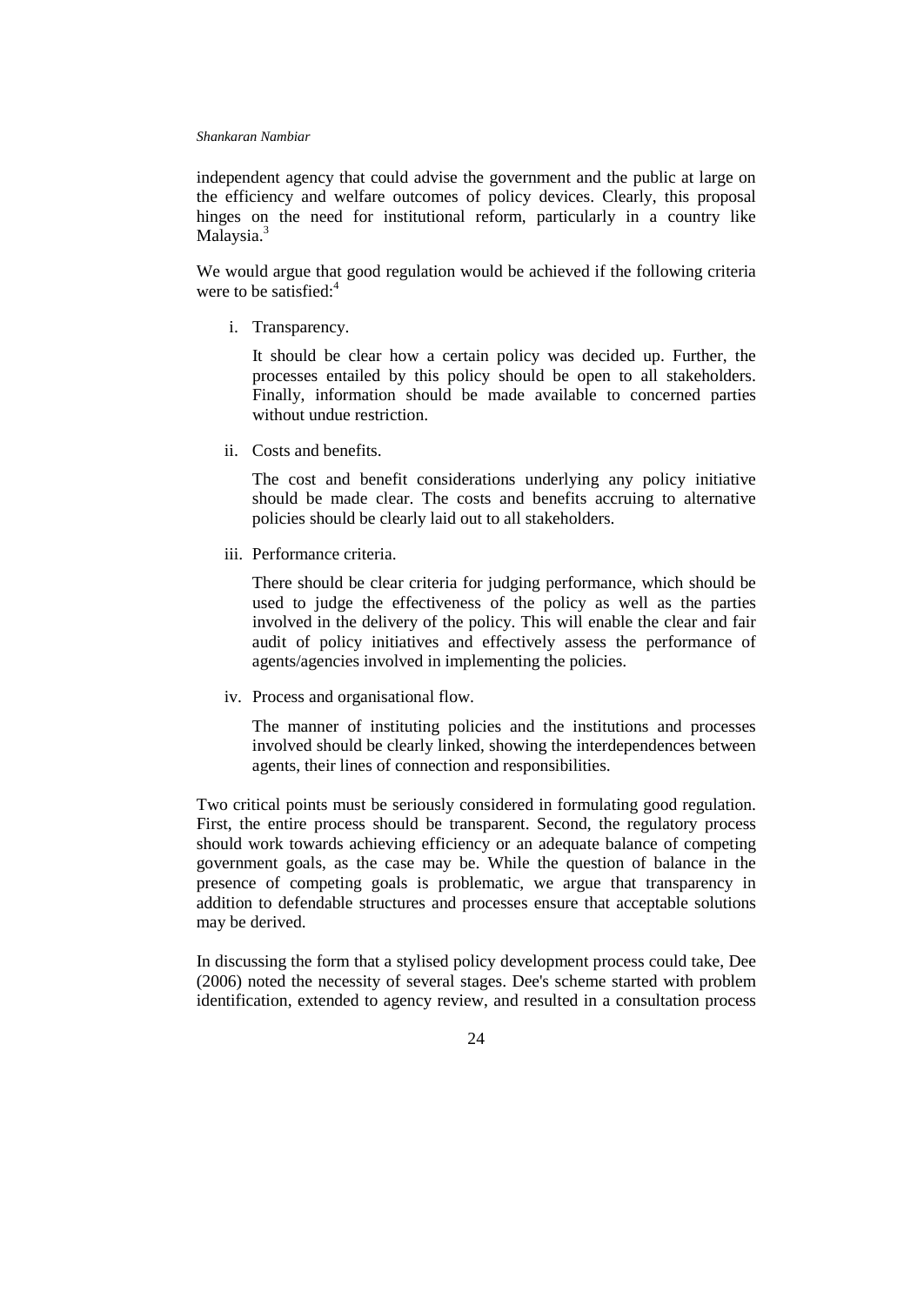independent agency that could advise the government and the public at large on the efficiency and welfare outcomes of policy devices. Clearly, this proposal hinges on the need for institutional reform, particularly in a country like Malaysia.[3]

We would argue that good regulation would be achieved if the following criteria were to be satisfied:[4]

i. Transparency.

   It should be clear how a certain policy was decided up. Further, the processes entailed by this policy should be open to all stakeholders. Finally, information should be made available to concerned parties without undue restriction.

ii. Costs and benefits.

   The cost and benefit considerations underlying any policy initiative should be made clear. The costs and benefits accruing to alternative policies should be clearly laid out to all stakeholders.

iii. Performance criteria.

   There should be clear criteria for judging performance, which should be used to judge the effectiveness of the policy as well as the parties involved in the delivery of the policy. This will enable the clear and fair audit of policy initiatives and effectively assess the performance of agents/agencies involved in implementing the policies.

iv. Process and organisational flow.

   The manner of instituting policies and the institutions and processes involved should be clearly linked, showing the interdependences between agents, their lines of connection and responsibilities.

Two critical points must be seriously considered in formulating good regulation. First, the entire process should be transparent. Second, the regulatory process should work towards achieving efficiency or an adequate balance of competing government goals, as the case may be. While the question of balance in the presence of competing goals is problematic, we argue that transparency in addition to defendable structures and processes ensure that acceptable solutions may be derived.

In discussing the form that a stylised policy development process could take, Dee (2006) noted the necessity of several stages. Dee's scheme started with problem identification, extended to agency review, and resulted in a consultation process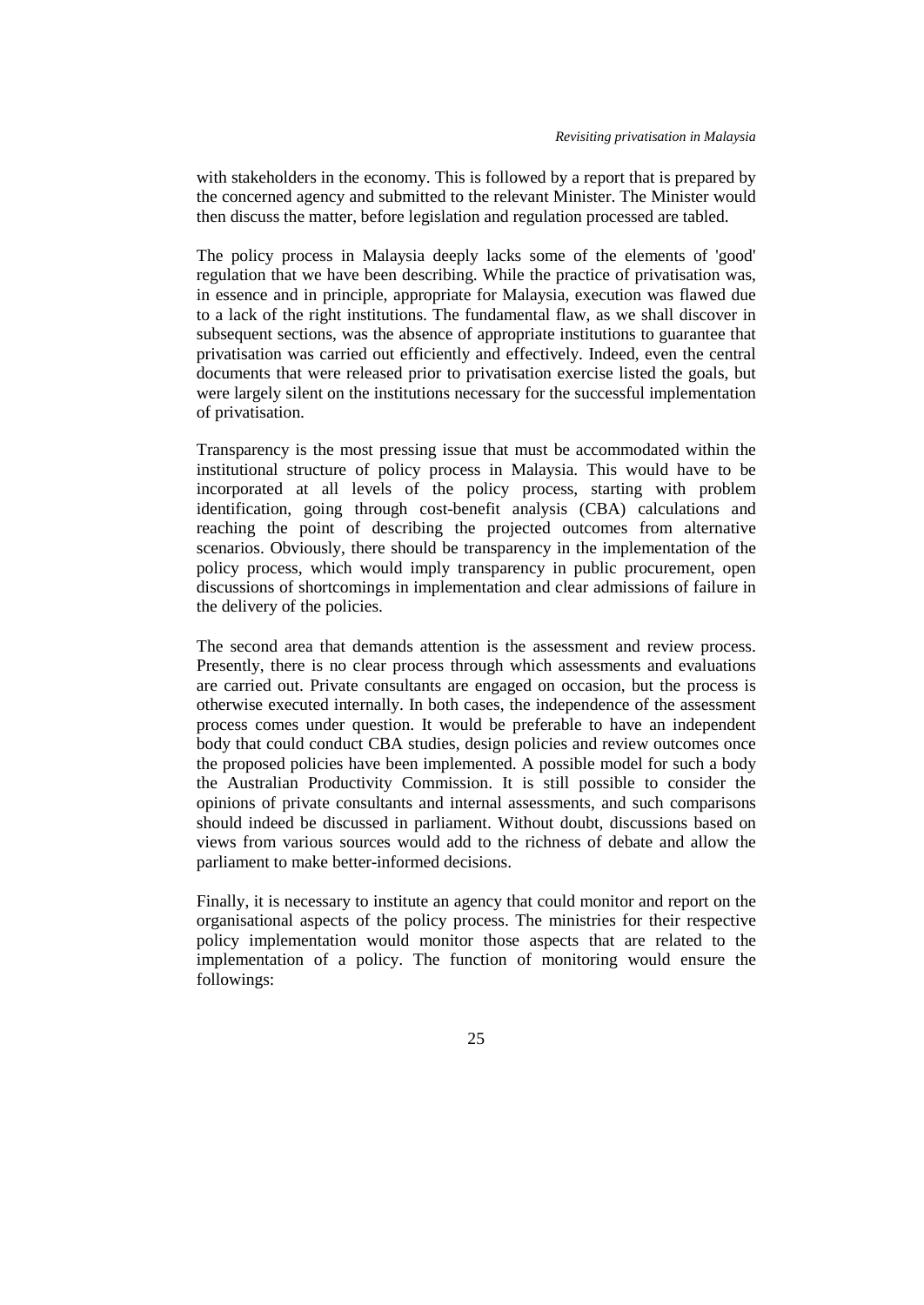with stakeholders in the economy. This is followed by a report that is prepared by the concerned agency and submitted to the relevant Minister. The Minister would then discuss the matter, before legislation and regulation processed are tabled.

The policy process in Malaysia deeply lacks some of the elements of 'good' regulation that we have been describing. While the practice of privatisation was, in essence and in principle, appropriate for Malaysia, execution was flawed due to a lack of the right institutions. The fundamental flaw, as we shall discover in subsequent sections, was the absence of appropriate institutions to guarantee that privatisation was carried out efficiently and effectively. Indeed, even the central documents that were released prior to privatisation exercise listed the goals, but were largely silent on the institutions necessary for the successful implementation of privatisation.

Transparency is the most pressing issue that must be accommodated within the institutional structure of policy process in Malaysia. This would have to be incorporated at all levels of the policy process, starting with problem identification, going through cost-benefit analysis (CBA) calculations and reaching the point of describing the projected outcomes from alternative scenarios. Obviously, there should be transparency in the implementation of the policy process, which would imply transparency in public procurement, open discussions of shortcomings in implementation and clear admissions of failure in the delivery of the policies.

The second area that demands attention is the assessment and review process. Presently, there is no clear process through which assessments and evaluations are carried out. Private consultants are engaged on occasion, but the process is otherwise executed internally. In both cases, the independence of the assessment process comes under question. It would be preferable to have an independent body that could conduct CBA studies, design policies and review outcomes once the proposed policies have been implemented. A possible model for such a body the Australian Productivity Commission. It is still possible to consider the opinions of private consultants and internal assessments, and such comparisons should indeed be discussed in parliament. Without doubt, discussions based on views from various sources would add to the richness of debate and allow the parliament to make better-informed decisions.

Finally, it is necessary to institute an agency that could monitor and report on the organisational aspects of the policy process. The ministries for their respective policy implementation would monitor those aspects that are related to the implementation of a policy. The function of monitoring would ensure the followings: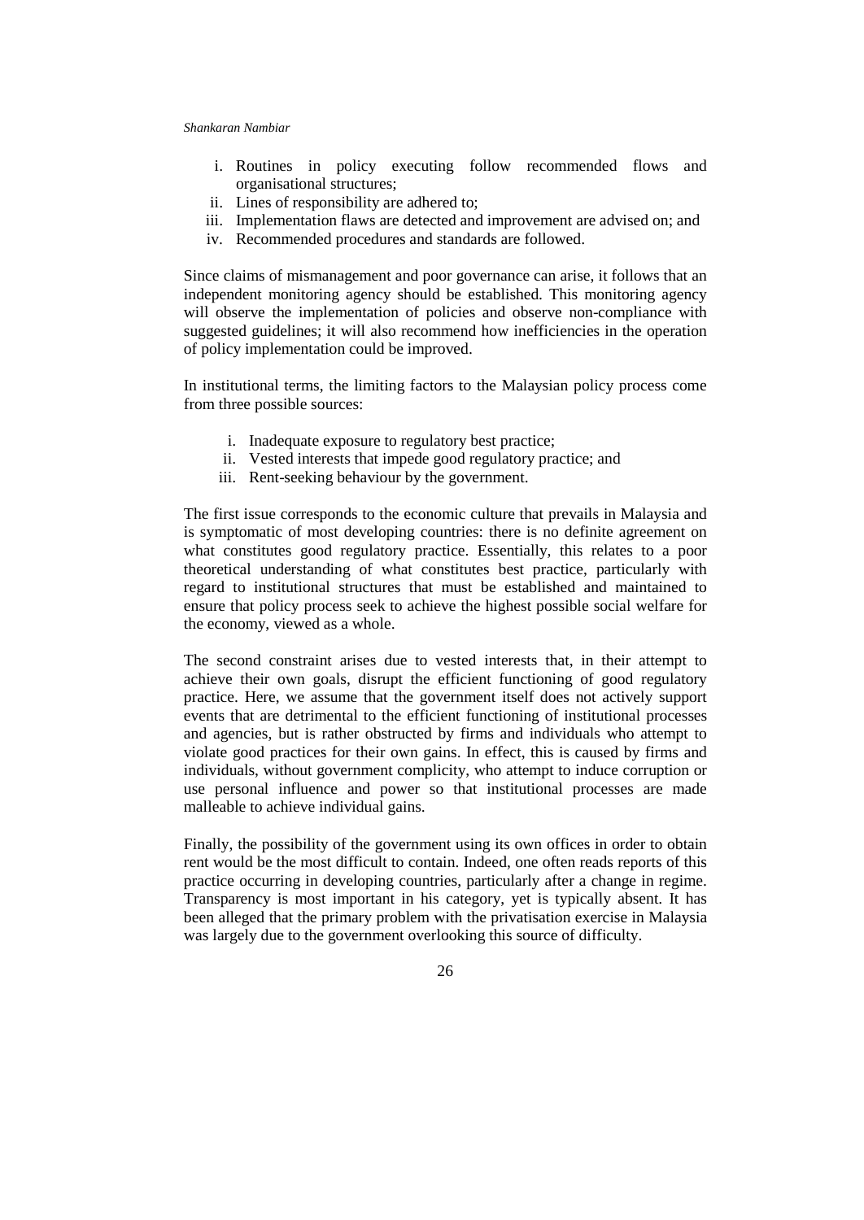i. Routines in policy executing follow recommended flows and organisational structures;
ii. Lines of responsibility are adhered to;
iii. Implementation flaws are detected and improvement are advised on; and
iv. Recommended procedures and standards are followed.

Since claims of mismanagement and poor governance can arise, it follows that an independent monitoring agency should be established. This monitoring agency will observe the implementation of policies and observe non-compliance with suggested guidelines; it will also recommend how inefficiencies in the operation of policy implementation could be improved.

In institutional terms, the limiting factors to the Malaysian policy process come from three possible sources:

i. Inadequate exposure to regulatory best practice;
ii. Vested interests that impede good regulatory practice; and
iii. Rent-seeking behaviour by the government.

The first issue corresponds to the economic culture that prevails in Malaysia and is symptomatic of most developing countries: there is no definite agreement on what constitutes good regulatory practice. Essentially, this relates to a poor theoretical understanding of what constitutes best practice, particularly with regard to institutional structures that must be established and maintained to ensure that policy process seek to achieve the highest possible social welfare for the economy, viewed as a whole.

The second constraint arises due to vested interests that, in their attempt to achieve their own goals, disrupt the efficient functioning of good regulatory practice. Here, we assume that the government itself does not actively support events that are detrimental to the efficient functioning of institutional processes and agencies, but is rather obstructed by firms and individuals who attempt to violate good practices for their own gains. In effect, this is caused by firms and individuals, without government complicity, who attempt to induce corruption or use personal influence and power so that institutional processes are made malleable to achieve individual gains.

Finally, the possibility of the government using its own offices in order to obtain rent would be the most difficult to contain. Indeed, one often reads reports of this practice occurring in developing countries, particularly after a change in regime. Transparency is most important in his category, yet is typically absent. It has been alleged that the primary problem with the privatisation exercise in Malaysia was largely due to the government overlooking this source of difficulty.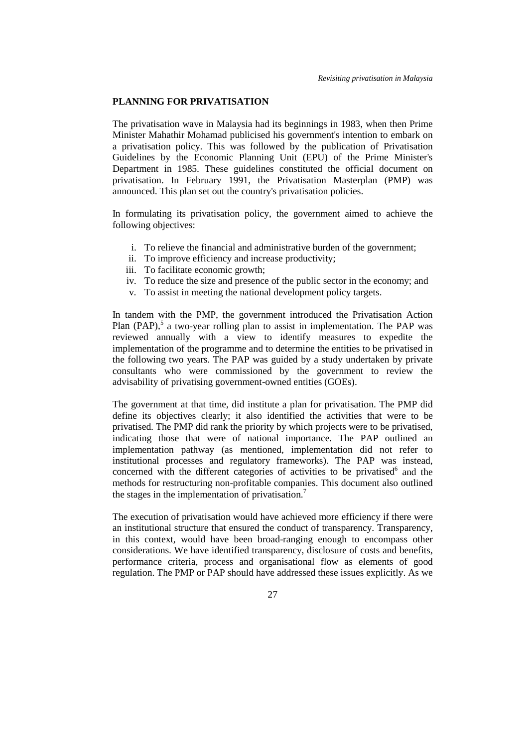## PLANNING FOR PRIVATISATION

The privatisation wave in Malaysia had its beginnings in 1983, when then Prime Minister Mahathir Mohamad publicised his government's intention to embark on a privatisation policy. This was followed by the publication of Privatisation Guidelines by the Economic Planning Unit (EPU) of the Prime Minister's Department in 1985. These guidelines constituted the official document on privatisation. In February 1991, the Privatisation Masterplan (PMP) was announced. This plan set out the country's privatisation policies.

In formulating its privatisation policy, the government aimed to achieve the following objectives:

i. To relieve the financial and administrative burden of the government;
ii. To improve efficiency and increase productivity;
iii. To facilitate economic growth;
iv. To reduce the size and presence of the public sector in the economy; and
v. To assist in meeting the national development policy targets.

In tandem with the PMP, the government introduced the Privatisation Action Plan (PAP),[5] a two-year rolling plan to assist in implementation. The PAP was reviewed annually with a view to identify measures to expedite the implementation of the programme and to determine the entities to be privatised in the following two years. The PAP was guided by a study undertaken by private consultants who were commissioned by the government to review the advisability of privatising government-owned entities (GOEs).

The government at that time, did institute a plan for privatisation. The PMP did define its objectives clearly; it also identified the activities that were to be privatised. The PMP did rank the priority by which projects were to be privatised, indicating those that were of national importance. The PAP outlined an implementation pathway (as mentioned, implementation did not refer to institutional processes and regulatory frameworks). The PAP was instead, concerned with the different categories of activities to be privatised[6] and the methods for restructuring non-profitable companies. This document also outlined the stages in the implementation of privatisation.[7]

The execution of privatisation would have achieved more efficiency if there were an institutional structure that ensured the conduct of transparency. Transparency, in this context, would have been broad-ranging enough to encompass other considerations. We have identified transparency, disclosure of costs and benefits, performance criteria, process and organisational flow as elements of good regulation. The PMP or PAP should have addressed these issues explicitly. As we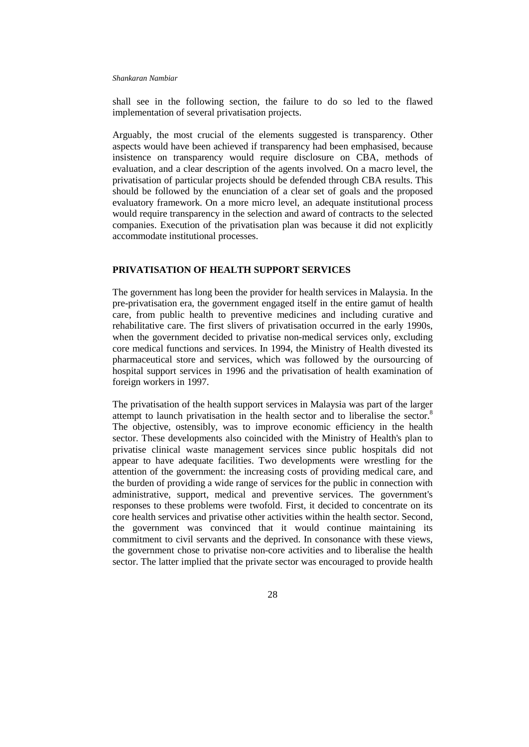shall see in the following section, the failure to do so led to the flawed implementation of several privatisation projects.

Arguably, the most crucial of the elements suggested is transparency. Other aspects would have been achieved if transparency had been emphasised, because insistence on transparency would require disclosure on CBA, methods of evaluation, and a clear description of the agents involved. On a macro level, the privatisation of particular projects should be defended through CBA results. This should be followed by the enunciation of a clear set of goals and the proposed evaluatory framework. On a more micro level, an adequate institutional process would require transparency in the selection and award of contracts to the selected companies. Execution of the privatisation plan was because it did not explicitly accommodate institutional processes.

## PRIVATISATION OF HEALTH SUPPORT SERVICES

The government has long been the provider for health services in Malaysia. In the pre-privatisation era, the government engaged itself in the entire gamut of health care, from public health to preventive medicines and including curative and rehabilitative care. The first slivers of privatisation occurred in the early 1990s, when the government decided to privatise non-medical services only, excluding core medical functions and services. In 1994, the Ministry of Health divested its pharmaceutical store and services, which was followed by the oursourcing of hospital support services in 1996 and the privatisation of health examination of foreign workers in 1997.

The privatisation of the health support services in Malaysia was part of the larger attempt to launch privatisation in the health sector and to liberalise the sector.[8] The objective, ostensibly, was to improve economic efficiency in the health sector. These developments also coincided with the Ministry of Health's plan to privatise clinical waste management services since public hospitals did not appear to have adequate facilities. Two developments were wrestling for the attention of the government: the increasing costs of providing medical care, and the burden of providing a wide range of services for the public in connection with administrative, support, medical and preventive services. The government's responses to these problems were twofold. First, it decided to concentrate on its core health services and privatise other activities within the health sector. Second, the government was convinced that it would continue maintaining its commitment to civil servants and the deprived. In consonance with these views, the government chose to privatise non-core activities and to liberalise the health sector. The latter implied that the private sector was encouraged to provide health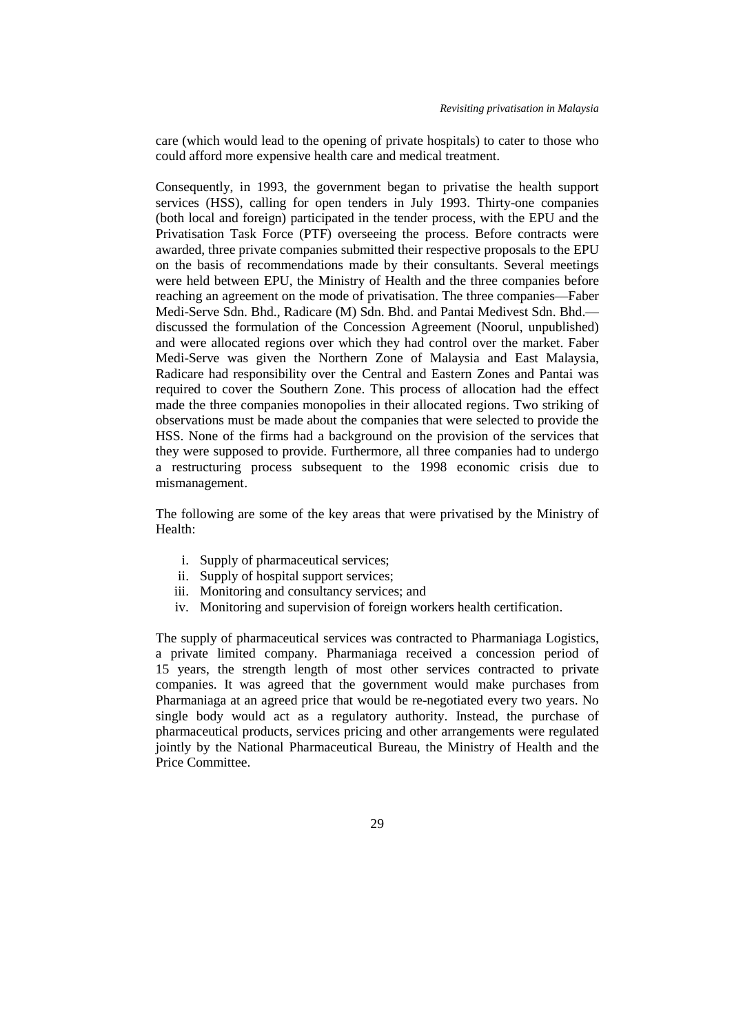care (which would lead to the opening of private hospitals) to cater to those who could afford more expensive health care and medical treatment.

Consequently, in 1993, the government began to privatise the health support services (HSS), calling for open tenders in July 1993. Thirty-one companies (both local and foreign) participated in the tender process, with the EPU and the Privatisation Task Force (PTF) overseeing the process. Before contracts were awarded, three private companies submitted their respective proposals to the EPU on the basis of recommendations made by their consultants. Several meetings were held between EPU, the Ministry of Health and the three companies before reaching an agreement on the mode of privatisation. The three companies—Faber Medi-Serve Sdn. Bhd., Radicare (M) Sdn. Bhd. and Pantai Medivest Sdn. Bhd.—discussed the formulation of the Concession Agreement (Noorul, unpublished) and were allocated regions over which they had control over the market. Faber Medi-Serve was given the Northern Zone of Malaysia and East Malaysia, Radicare had responsibility over the Central and Eastern Zones and Pantai was required to cover the Southern Zone. This process of allocation had the effect made the three companies monopolies in their allocated regions. Two striking of observations must be made about the companies that were selected to provide the HSS. None of the firms had a background on the provision of the services that they were supposed to provide. Furthermore, all three companies had to undergo a restructuring process subsequent to the 1998 economic crisis due to mismanagement.

The following are some of the key areas that were privatised by the Ministry of Health:

i. Supply of pharmaceutical services;
ii. Supply of hospital support services;
iii. Monitoring and consultancy services; and
iv. Monitoring and supervision of foreign workers health certification.

The supply of pharmaceutical services was contracted to Pharmaniaga Logistics, a private limited company. Pharmaniaga received a concession period of 15 years, the strength length of most other services contracted to private companies. It was agreed that the government would make purchases from Pharmaniaga at an agreed price that would be re-negotiated every two years. No single body would act as a regulatory authority. Instead, the purchase of pharmaceutical products, services pricing and other arrangements were regulated jointly by the National Pharmaceutical Bureau, the Ministry of Health and the Price Committee.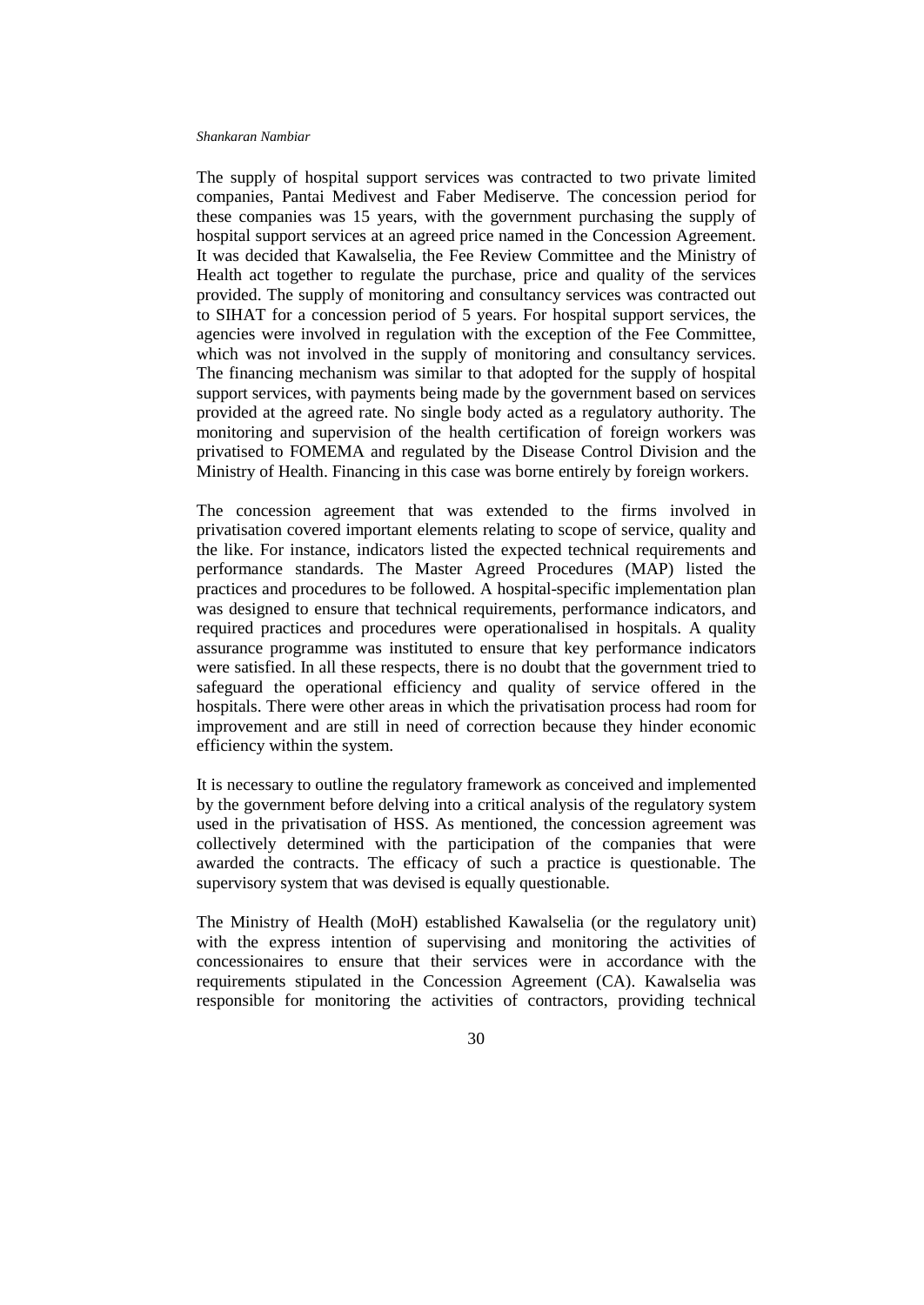The supply of hospital support services was contracted to two private limited companies, Pantai Medivest and Faber Mediserve. The concession period for these companies was 15 years, with the government purchasing the supply of hospital support services at an agreed price named in the Concession Agreement. It was decided that Kawalselia, the Fee Review Committee and the Ministry of Health act together to regulate the purchase, price and quality of the services provided. The supply of monitoring and consultancy services was contracted out to SIHAT for a concession period of 5 years. For hospital support services, the agencies were involved in regulation with the exception of the Fee Committee, which was not involved in the supply of monitoring and consultancy services. The financing mechanism was similar to that adopted for the supply of hospital support services, with payments being made by the government based on services provided at the agreed rate. No single body acted as a regulatory authority. The monitoring and supervision of the health certification of foreign workers was privatised to FOMEMA and regulated by the Disease Control Division and the Ministry of Health. Financing in this case was borne entirely by foreign workers.

The concession agreement that was extended to the firms involved in privatisation covered important elements relating to scope of service, quality and the like. For instance, indicators listed the expected technical requirements and performance standards. The Master Agreed Procedures (MAP) listed the practices and procedures to be followed. A hospital-specific implementation plan was designed to ensure that technical requirements, performance indicators, and required practices and procedures were operationalised in hospitals. A quality assurance programme was instituted to ensure that key performance indicators were satisfied. In all these respects, there is no doubt that the government tried to safeguard the operational efficiency and quality of service offered in the hospitals. There were other areas in which the privatisation process had room for improvement and are still in need of correction because they hinder economic efficiency within the system.

It is necessary to outline the regulatory framework as conceived and implemented by the government before delving into a critical analysis of the regulatory system used in the privatisation of HSS. As mentioned, the concession agreement was collectively determined with the participation of the companies that were awarded the contracts. The efficacy of such a practice is questionable. The supervisory system that was devised is equally questionable.

The Ministry of Health (MoH) established Kawalselia (or the regulatory unit) with the express intention of supervising and monitoring the activities of concessionaires to ensure that their services were in accordance with the requirements stipulated in the Concession Agreement (CA). Kawalselia was responsible for monitoring the activities of contractors, providing technical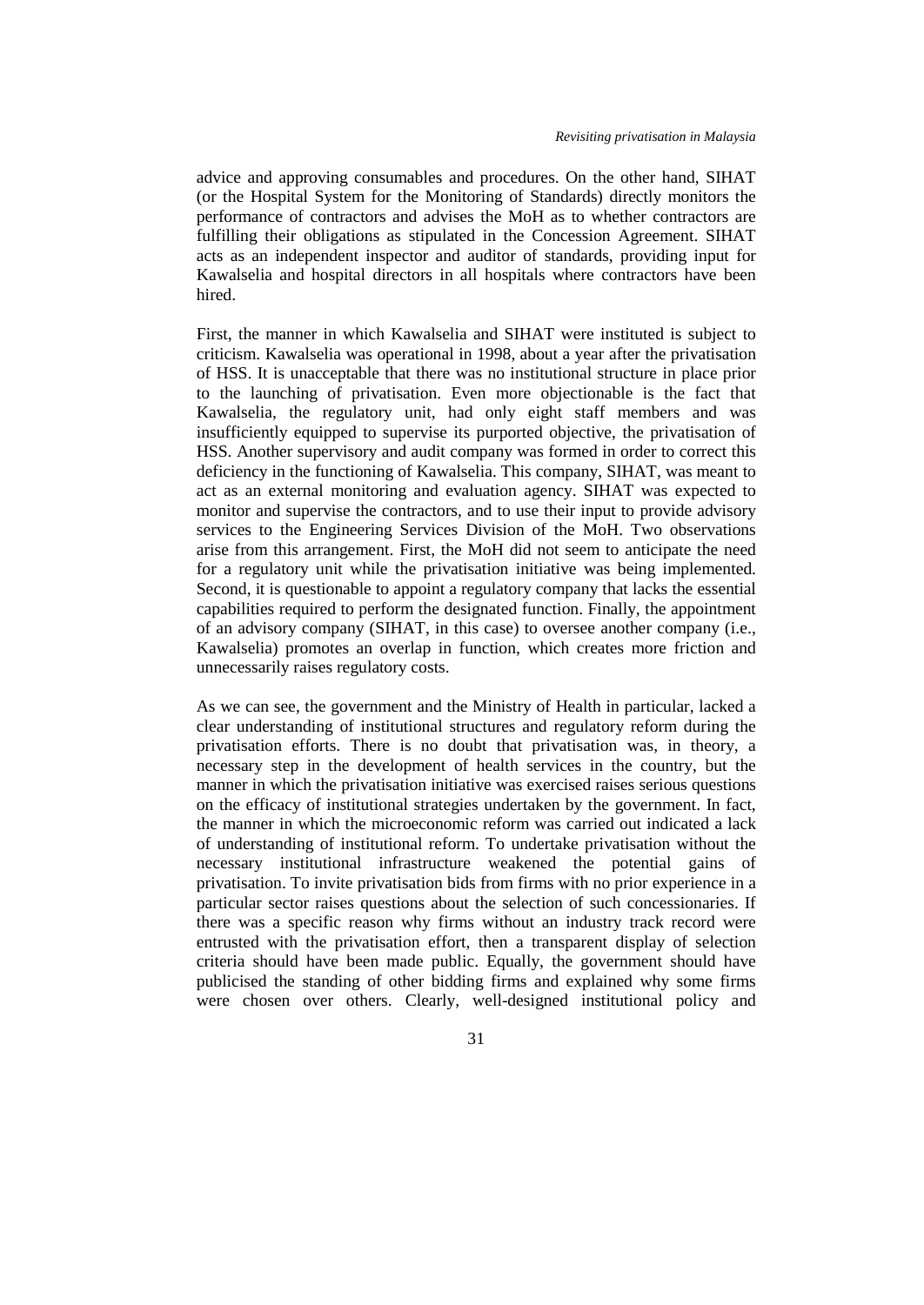advice and approving consumables and procedures. On the other hand, SIHAT (or the Hospital System for the Monitoring of Standards) directly monitors the performance of contractors and advises the MoH as to whether contractors are fulfilling their obligations as stipulated in the Concession Agreement. SIHAT acts as an independent inspector and auditor of standards, providing input for Kawalselia and hospital directors in all hospitals where contractors have been hired.

First, the manner in which Kawalselia and SIHAT were instituted is subject to criticism. Kawalselia was operational in 1998, about a year after the privatisation of HSS. It is unacceptable that there was no institutional structure in place prior to the launching of privatisation. Even more objectionable is the fact that Kawalselia, the regulatory unit, had only eight staff members and was insufficiently equipped to supervise its purported objective, the privatisation of HSS. Another supervisory and audit company was formed in order to correct this deficiency in the functioning of Kawalselia. This company, SIHAT, was meant to act as an external monitoring and evaluation agency. SIHAT was expected to monitor and supervise the contractors, and to use their input to provide advisory services to the Engineering Services Division of the MoH. Two observations arise from this arrangement. First, the MoH did not seem to anticipate the need for a regulatory unit while the privatisation initiative was being implemented. Second, it is questionable to appoint a regulatory company that lacks the essential capabilities required to perform the designated function. Finally, the appointment of an advisory company (SIHAT, in this case) to oversee another company (i.e., Kawalselia) promotes an overlap in function, which creates more friction and unnecessarily raises regulatory costs.

As we can see, the government and the Ministry of Health in particular, lacked a clear understanding of institutional structures and regulatory reform during the privatisation efforts. There is no doubt that privatisation was, in theory, a necessary step in the development of health services in the country, but the manner in which the privatisation initiative was exercised raises serious questions on the efficacy of institutional strategies undertaken by the government. In fact, the manner in which the microeconomic reform was carried out indicated a lack of understanding of institutional reform. To undertake privatisation without the necessary institutional infrastructure weakened the potential gains of privatisation. To invite privatisation bids from firms with no prior experience in a particular sector raises questions about the selection of such concessionaries. If there was a specific reason why firms without an industry track record were entrusted with the privatisation effort, then a transparent display of selection criteria should have been made public. Equally, the government should have publicised the standing of other bidding firms and explained why some firms were chosen over others. Clearly, well-designed institutional policy and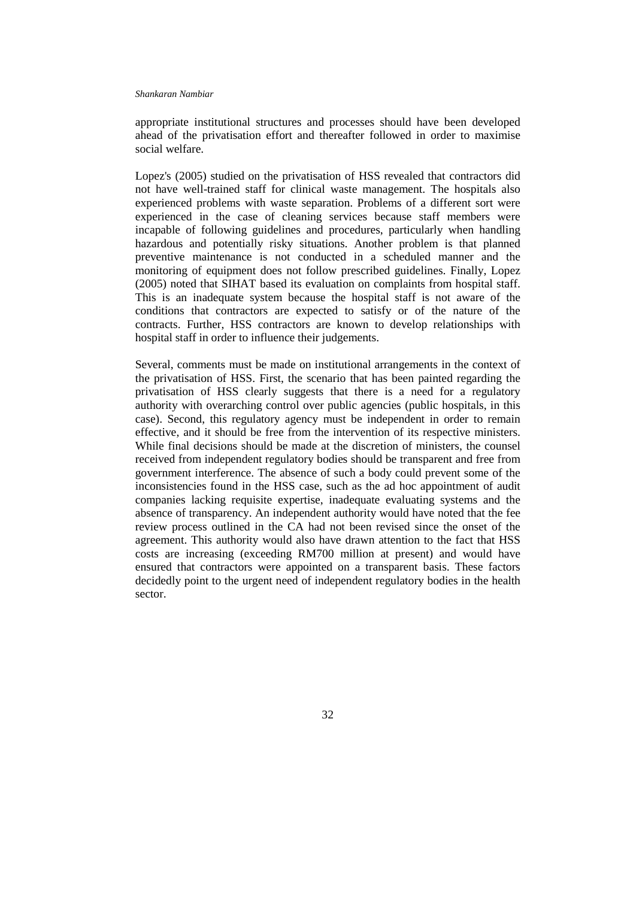appropriate institutional structures and processes should have been developed ahead of the privatisation effort and thereafter followed in order to maximise social welfare.

Lopez's (2005) studied on the privatisation of HSS revealed that contractors did not have well-trained staff for clinical waste management. The hospitals also experienced problems with waste separation. Problems of a different sort were experienced in the case of cleaning services because staff members were incapable of following guidelines and procedures, particularly when handling hazardous and potentially risky situations. Another problem is that planned preventive maintenance is not conducted in a scheduled manner and the monitoring of equipment does not follow prescribed guidelines. Finally, Lopez (2005) noted that SIHAT based its evaluation on complaints from hospital staff. This is an inadequate system because the hospital staff is not aware of the conditions that contractors are expected to satisfy or of the nature of the contracts. Further, HSS contractors are known to develop relationships with hospital staff in order to influence their judgements.

Several, comments must be made on institutional arrangements in the context of the privatisation of HSS. First, the scenario that has been painted regarding the privatisation of HSS clearly suggests that there is a need for a regulatory authority with overarching control over public agencies (public hospitals, in this case). Second, this regulatory agency must be independent in order to remain effective, and it should be free from the intervention of its respective ministers. While final decisions should be made at the discretion of ministers, the counsel received from independent regulatory bodies should be transparent and free from government interference. The absence of such a body could prevent some of the inconsistencies found in the HSS case, such as the ad hoc appointment of audit companies lacking requisite expertise, inadequate evaluating systems and the absence of transparency. An independent authority would have noted that the fee review process outlined in the CA had not been revised since the onset of the agreement. This authority would also have drawn attention to the fact that HSS costs are increasing (exceeding RM700 million at present) and would have ensured that contractors were appointed on a transparent basis. These factors decidedly point to the urgent need of independent regulatory bodies in the health sector.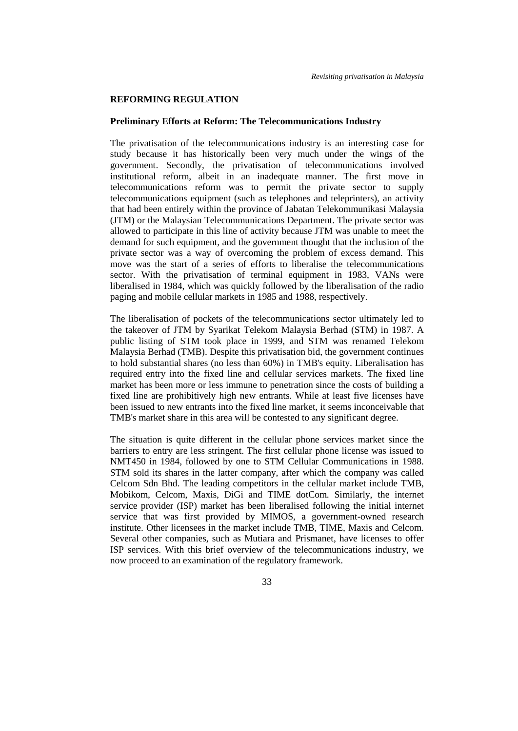## REFORMING REGULATION

### Preliminary Efforts at Reform: The Telecommunications Industry

The privatisation of the telecommunications industry is an interesting case for study because it has historically been very much under the wings of the government. Secondly, the privatisation of telecommunications involved institutional reform, albeit in an inadequate manner. The first move in telecommunications reform was to permit the private sector to supply telecommunications equipment (such as telephones and teleprinters), an activity that had been entirely within the province of Jabatan Telekommunikasi Malaysia (JTM) or the Malaysian Telecommunications Department. The private sector was allowed to participate in this line of activity because JTM was unable to meet the demand for such equipment, and the government thought that the inclusion of the private sector was a way of overcoming the problem of excess demand. This move was the start of a series of efforts to liberalise the telecommunications sector. With the privatisation of terminal equipment in 1983, VANs were liberalised in 1984, which was quickly followed by the liberalisation of the radio paging and mobile cellular markets in 1985 and 1988, respectively.

The liberalisation of pockets of the telecommunications sector ultimately led to the takeover of JTM by Syarikat Telekom Malaysia Berhad (STM) in 1987. A public listing of STM took place in 1999, and STM was renamed Telekom Malaysia Berhad (TMB). Despite this privatisation bid, the government continues to hold substantial shares (no less than 60%) in TMB's equity. Liberalisation has required entry into the fixed line and cellular services markets. The fixed line market has been more or less immune to penetration since the costs of building a fixed line are prohibitively high new entrants. While at least five licenses have been issued to new entrants into the fixed line market, it seems inconceivable that TMB's market share in this area will be contested to any significant degree.

The situation is quite different in the cellular phone services market since the barriers to entry are less stringent. The first cellular phone license was issued to NMT450 in 1984, followed by one to STM Cellular Communications in 1988. STM sold its shares in the latter company, after which the company was called Celcom Sdn Bhd. The leading competitors in the cellular market include TMB, Mobikom, Celcom, Maxis, DiGi and TIME dotCom. Similarly, the internet service provider (ISP) market has been liberalised following the initial internet service that was first provided by MIMOS, a government-owned research institute. Other licensees in the market include TMB, TIME, Maxis and Celcom. Several other companies, such as Mutiara and Prismanet, have licenses to offer ISP services. With this brief overview of the telecommunications industry, we now proceed to an examination of the regulatory framework.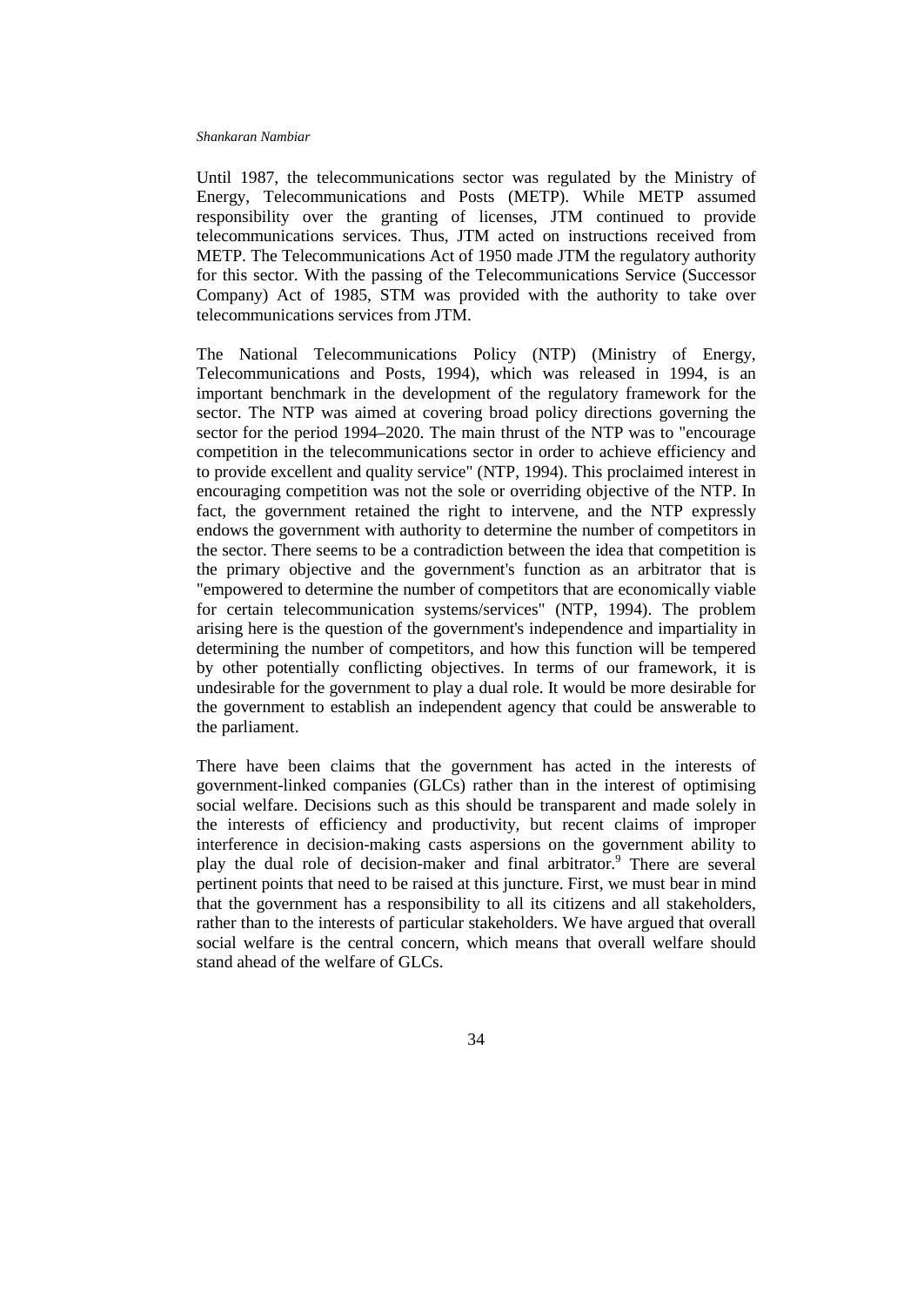Until 1987, the telecommunications sector was regulated by the Ministry of Energy, Telecommunications and Posts (METP). While METP assumed responsibility over the granting of licenses, JTM continued to provide telecommunications services. Thus, JTM acted on instructions received from METP. The Telecommunications Act of 1950 made JTM the regulatory authority for this sector. With the passing of the Telecommunications Service (Successor Company) Act of 1985, STM was provided with the authority to take over telecommunications services from JTM.

The National Telecommunications Policy (NTP) (Ministry of Energy, Telecommunications and Posts, 1994), which was released in 1994, is an important benchmark in the development of the regulatory framework for the sector. The NTP was aimed at covering broad policy directions governing the sector for the period 1994–2020. The main thrust of the NTP was to "encourage competition in the telecommunications sector in order to achieve efficiency and to provide excellent and quality service" (NTP, 1994). This proclaimed interest in encouraging competition was not the sole or overriding objective of the NTP. In fact, the government retained the right to intervene, and the NTP expressly endows the government with authority to determine the number of competitors in the sector. There seems to be a contradiction between the idea that competition is the primary objective and the government's function as an arbitrator that is "empowered to determine the number of competitors that are economically viable for certain telecommunication systems/services" (NTP, 1994). The problem arising here is the question of the government's independence and impartiality in determining the number of competitors, and how this function will be tempered by other potentially conflicting objectives. In terms of our framework, it is undesirable for the government to play a dual role. It would be more desirable for the government to establish an independent agency that could be answerable to the parliament.

There have been claims that the government has acted in the interests of government-linked companies (GLCs) rather than in the interest of optimising social welfare. Decisions such as this should be transparent and made solely in the interests of efficiency and productivity, but recent claims of improper interference in decision-making casts aspersions on the government ability to play the dual role of decision-maker and final arbitrator.[9] There are several pertinent points that need to be raised at this juncture. First, we must bear in mind that the government has a responsibility to all its citizens and all stakeholders, rather than to the interests of particular stakeholders. We have argued that overall social welfare is the central concern, which means that overall welfare should stand ahead of the welfare of GLCs.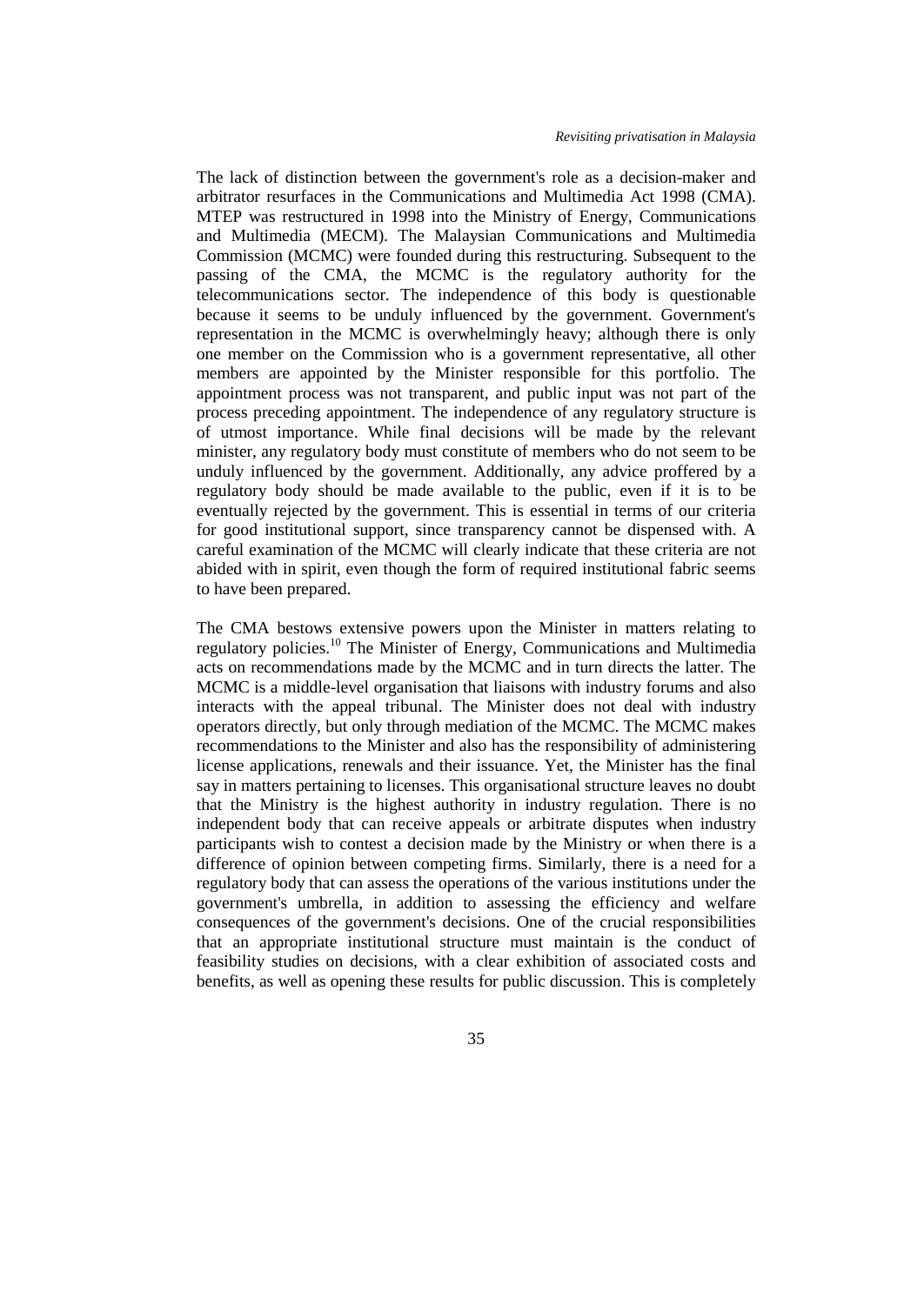The lack of distinction between the government's role as a decision-maker and arbitrator resurfaces in the Communications and Multimedia Act 1998 (CMA). MTEP was restructured in 1998 into the Ministry of Energy, Communications and Multimedia (MECM). The Malaysian Communications and Multimedia Commission (MCMC) were founded during this restructuring. Subsequent to the passing of the CMA, the MCMC is the regulatory authority for the telecommunications sector. The independence of this body is questionable because it seems to be unduly influenced by the government. Government's representation in the MCMC is overwhelmingly heavy; although there is only one member on the Commission who is a government representative, all other members are appointed by the Minister responsible for this portfolio. The appointment process was not transparent, and public input was not part of the process preceding appointment. The independence of any regulatory structure is of utmost importance. While final decisions will be made by the relevant minister, any regulatory body must constitute of members who do not seem to be unduly influenced by the government. Additionally, any advice proffered by a regulatory body should be made available to the public, even if it is to be eventually rejected by the government. This is essential in terms of our criteria for good institutional support, since transparency cannot be dispensed with. A careful examination of the MCMC will clearly indicate that these criteria are not abided with in spirit, even though the form of required institutional fabric seems to have been prepared.

The CMA bestows extensive powers upon the Minister in matters relating to regulatory policies.[10] The Minister of Energy, Communications and Multimedia acts on recommendations made by the MCMC and in turn directs the latter. The MCMC is a middle-level organisation that liaisons with industry forums and also interacts with the appeal tribunal. The Minister does not deal with industry operators directly, but only through mediation of the MCMC. The MCMC makes recommendations to the Minister and also has the responsibility of administering license applications, renewals and their issuance. Yet, the Minister has the final say in matters pertaining to licenses. This organisational structure leaves no doubt that the Ministry is the highest authority in industry regulation. There is no independent body that can receive appeals or arbitrate disputes when industry participants wish to contest a decision made by the Ministry or when there is a difference of opinion between competing firms. Similarly, there is a need for a regulatory body that can assess the operations of the various institutions under the government's umbrella, in addition to assessing the efficiency and welfare consequences of the government's decisions. One of the crucial responsibilities that an appropriate institutional structure must maintain is the conduct of feasibility studies on decisions, with a clear exhibition of associated costs and benefits, as well as opening these results for public discussion. This is completely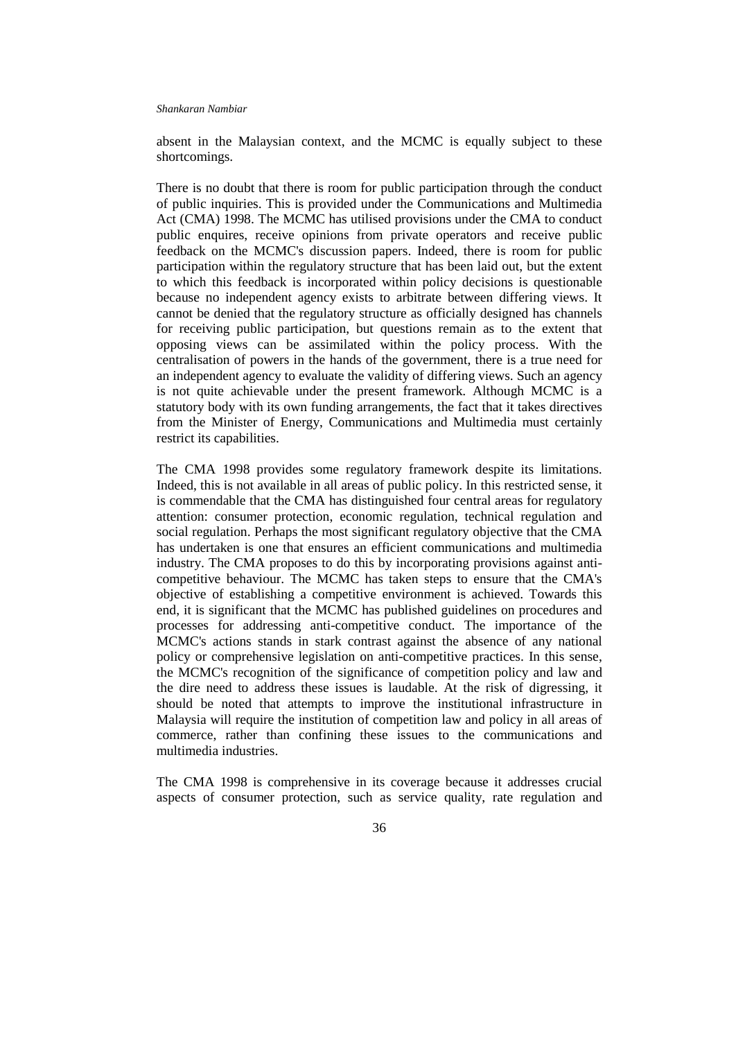absent in the Malaysian context, and the MCMC is equally subject to these shortcomings.

There is no doubt that there is room for public participation through the conduct of public inquiries. This is provided under the Communications and Multimedia Act (CMA) 1998. The MCMC has utilised provisions under the CMA to conduct public enquires, receive opinions from private operators and receive public feedback on the MCMC's discussion papers. Indeed, there is room for public participation within the regulatory structure that has been laid out, but the extent to which this feedback is incorporated within policy decisions is questionable because no independent agency exists to arbitrate between differing views. It cannot be denied that the regulatory structure as officially designed has channels for receiving public participation, but questions remain as to the extent that opposing views can be assimilated within the policy process. With the centralisation of powers in the hands of the government, there is a true need for an independent agency to evaluate the validity of differing views. Such an agency is not quite achievable under the present framework. Although MCMC is a statutory body with its own funding arrangements, the fact that it takes directives from the Minister of Energy, Communications and Multimedia must certainly restrict its capabilities.

The CMA 1998 provides some regulatory framework despite its limitations. Indeed, this is not available in all areas of public policy. In this restricted sense, it is commendable that the CMA has distinguished four central areas for regulatory attention: consumer protection, economic regulation, technical regulation and social regulation. Perhaps the most significant regulatory objective that the CMA has undertaken is one that ensures an efficient communications and multimedia industry. The CMA proposes to do this by incorporating provisions against anti-competitive behaviour. The MCMC has taken steps to ensure that the CMA's objective of establishing a competitive environment is achieved. Towards this end, it is significant that the MCMC has published guidelines on procedures and processes for addressing anti-competitive conduct. The importance of the MCMC's actions stands in stark contrast against the absence of any national policy or comprehensive legislation on anti-competitive practices. In this sense, the MCMC's recognition of the significance of competition policy and law and the dire need to address these issues is laudable. At the risk of digressing, it should be noted that attempts to improve the institutional infrastructure in Malaysia will require the institution of competition law and policy in all areas of commerce, rather than confining these issues to the communications and multimedia industries.

The CMA 1998 is comprehensive in its coverage because it addresses crucial aspects of consumer protection, such as service quality, rate regulation and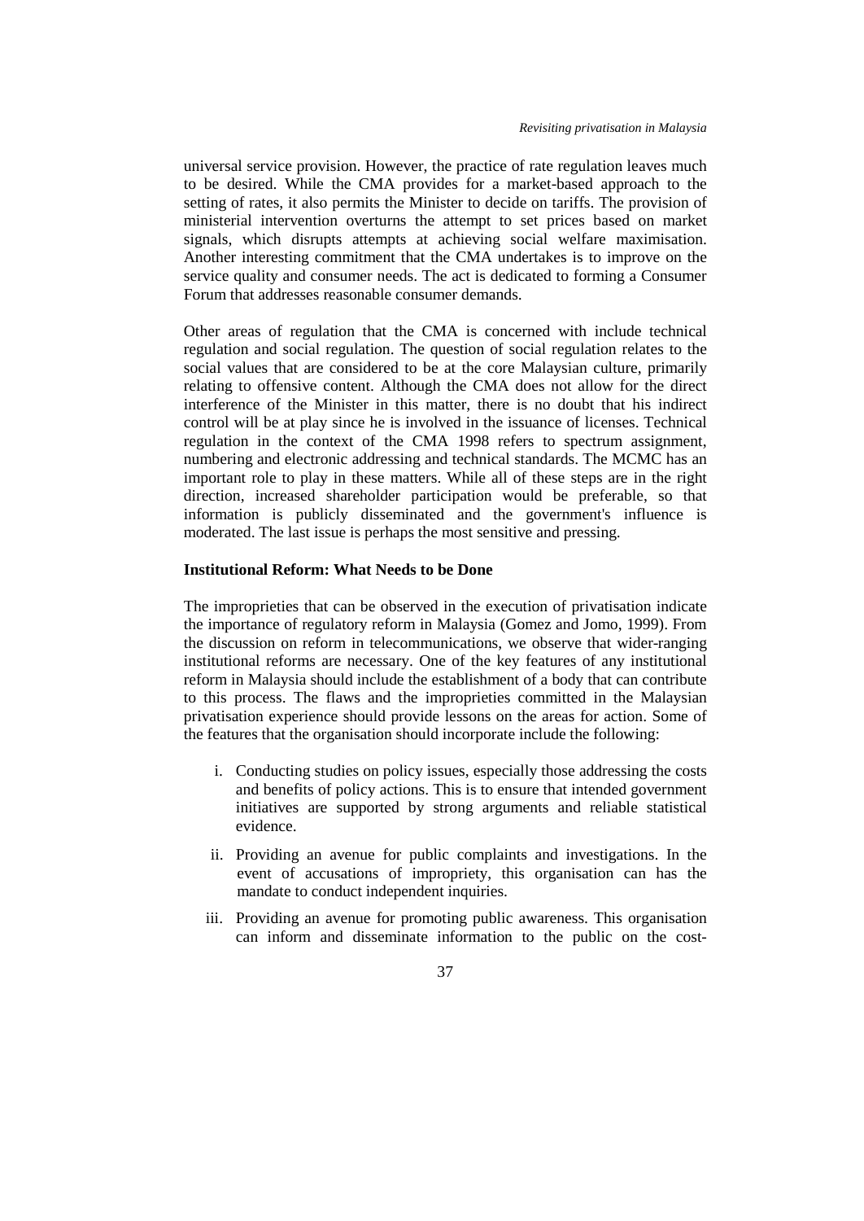universal service provision. However, the practice of rate regulation leaves much to be desired. While the CMA provides for a market-based approach to the setting of rates, it also permits the Minister to decide on tariffs. The provision of ministerial intervention overturns the attempt to set prices based on market signals, which disrupts attempts at achieving social welfare maximisation. Another interesting commitment that the CMA undertakes is to improve on the service quality and consumer needs. The act is dedicated to forming a Consumer Forum that addresses reasonable consumer demands.

Other areas of regulation that the CMA is concerned with include technical regulation and social regulation. The question of social regulation relates to the social values that are considered to be at the core Malaysian culture, primarily relating to offensive content. Although the CMA does not allow for the direct interference of the Minister in this matter, there is no doubt that his indirect control will be at play since he is involved in the issuance of licenses. Technical regulation in the context of the CMA 1998 refers to spectrum assignment, numbering and electronic addressing and technical standards. The MCMC has an important role to play in these matters. While all of these steps are in the right direction, increased shareholder participation would be preferable, so that information is publicly disseminated and the government's influence is moderated. The last issue is perhaps the most sensitive and pressing.

**Institutional Reform: What Needs to be Done**

The improprieties that can be observed in the execution of privatisation indicate the importance of regulatory reform in Malaysia (Gomez and Jomo, 1999). From the discussion on reform in telecommunications, we observe that wider-ranging institutional reforms are necessary. One of the key features of any institutional reform in Malaysia should include the establishment of a body that can contribute to this process. The flaws and the improprieties committed in the Malaysian privatisation experience should provide lessons on the areas for action. Some of the features that the organisation should incorporate include the following:

i. Conducting studies on policy issues, especially those addressing the costs and benefits of policy actions. This is to ensure that intended government initiatives are supported by strong arguments and reliable statistical evidence.

ii. Providing an avenue for public complaints and investigations. In the event of accusations of impropriety, this organisation can has the mandate to conduct independent inquiries.

iii. Providing an avenue for promoting public awareness. This organisation can inform and disseminate information to the public on the cost-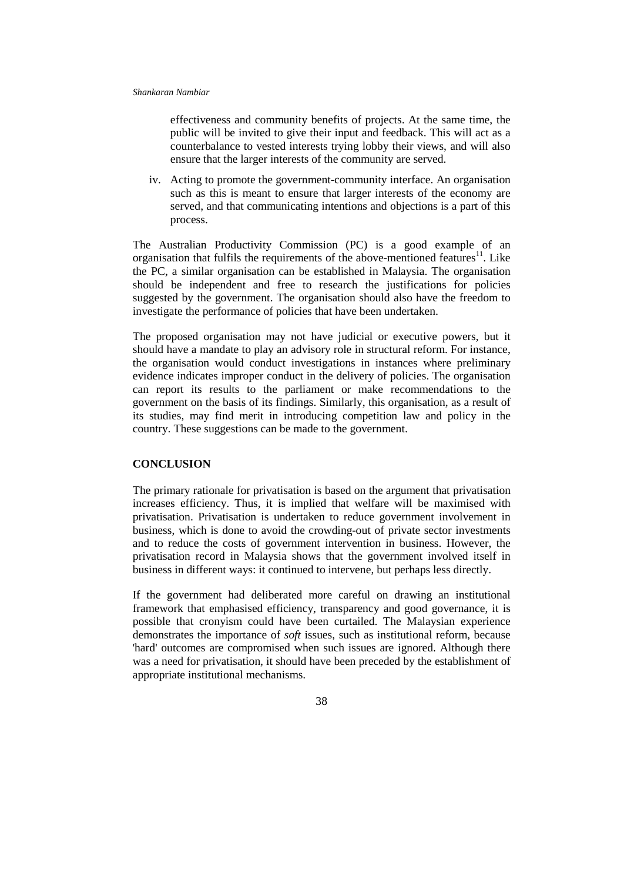effectiveness and community benefits of projects. At the same time, the public will be invited to give their input and feedback. This will act as a counterbalance to vested interests trying lobby their views, and will also ensure that the larger interests of the community are served.

iv. Acting to promote the government-community interface. An organisation such as this is meant to ensure that larger interests of the economy are served, and that communicating intentions and objections is a part of this process.

The Australian Productivity Commission (PC) is a good example of an organisation that fulfils the requirements of the above-mentioned features[11]. Like the PC, a similar organisation can be established in Malaysia. The organisation should be independent and free to research the justifications for policies suggested by the government. The organisation should also have the freedom to investigate the performance of policies that have been undertaken.

The proposed organisation may not have judicial or executive powers, but it should have a mandate to play an advisory role in structural reform. For instance, the organisation would conduct investigations in instances where preliminary evidence indicates improper conduct in the delivery of policies. The organisation can report its results to the parliament or make recommendations to the government on the basis of its findings. Similarly, this organisation, as a result of its studies, may find merit in introducing competition law and policy in the country. These suggestions can be made to the government.

## CONCLUSION

The primary rationale for privatisation is based on the argument that privatisation increases efficiency. Thus, it is implied that welfare will be maximised with privatisation. Privatisation is undertaken to reduce government involvement in business, which is done to avoid the crowding-out of private sector investments and to reduce the costs of government intervention in business. However, the privatisation record in Malaysia shows that the government involved itself in business in different ways: it continued to intervene, but perhaps less directly.

If the government had deliberated more careful on drawing an institutional framework that emphasised efficiency, transparency and good governance, it is possible that cronyism could have been curtailed. The Malaysian experience demonstrates the importance of *soft* issues, such as institutional reform, because 'hard' outcomes are compromised when such issues are ignored. Although there was a need for privatisation, it should have been preceded by the establishment of appropriate institutional mechanisms.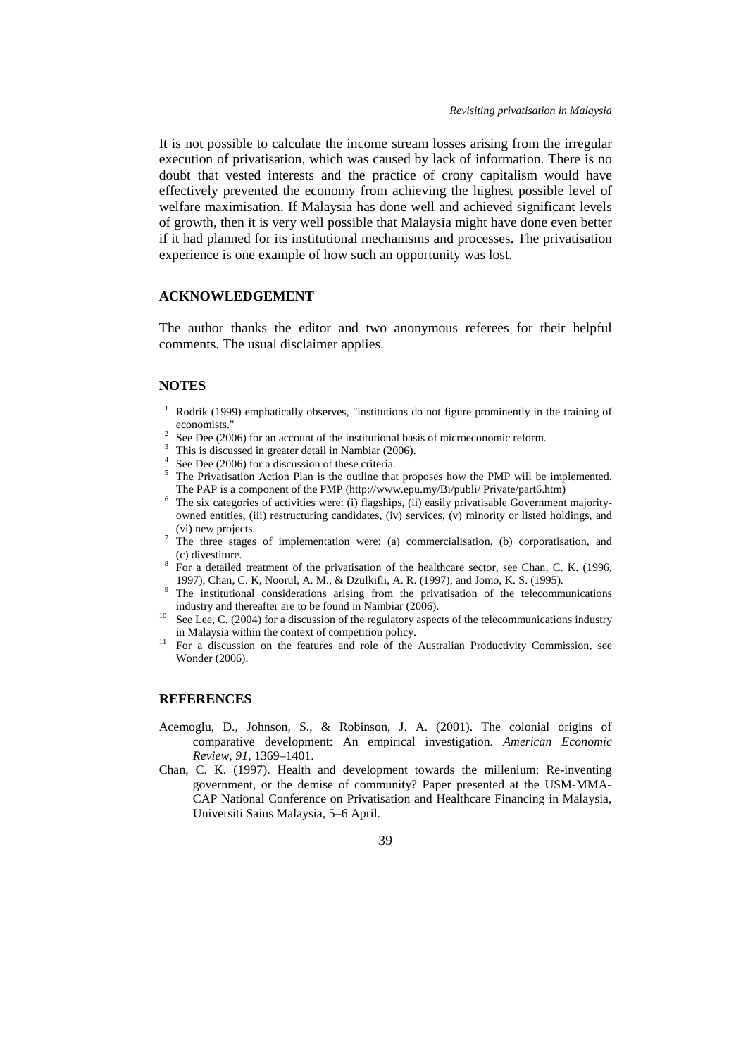It is not possible to calculate the income stream losses arising from the irregular execution of privatisation, which was caused by lack of information. There is no doubt that vested interests and the practice of crony capitalism would have effectively prevented the economy from achieving the highest possible level of welfare maximisation. If Malaysia has done well and achieved significant levels of growth, then it is very well possible that Malaysia might have done even better if it had planned for its institutional mechanisms and processes. The privatisation experience is one example of how such an opportunity was lost.

## ACKNOWLEDGEMENT

The author thanks the editor and two anonymous referees for their helpful comments. The usual disclaimer applies.

## NOTES

1. Rodrik (1999) emphatically observes, "institutions do not figure prominently in the training of economists."
2. See Dee (2006) for an account of the institutional basis of microeconomic reform.
3. This is discussed in greater detail in Nambiar (2006).
4. See Dee (2006) for a discussion of these criteria.
5. The Privatisation Action Plan is the outline that proposes how the PMP will be implemented. The PAP is a component of the PMP (http://www.epu.my/Bi/publi/ Private/part6.htm)
6. The six categories of activities were: (i) flagships, (ii) easily privatisable Government majority-owned entities, (iii) restructuring candidates, (iv) services, (v) minority or listed holdings, and (vi) new projects.
7. The three stages of implementation were: (a) commercialisation, (b) corporatisation, and (c) divestiture.
8. For a detailed treatment of the privatisation of the healthcare sector, see Chan, C. K. (1996, 1997), Chan, C. K, Noorul, A. M., & Dzulkifli, A. R. (1997), and Jomo, K. S. (1995).
9. The institutional considerations arising from the privatisation of the telecommunications industry and thereafter are to be found in Nambiar (2006).
10. See Lee, C. (2004) for a discussion of the regulatory aspects of the telecommunications industry in Malaysia within the context of competition policy.
11. For a discussion on the features and role of the Australian Productivity Commission, see Wonder (2006).

## REFERENCES

Acemoglu, D., Johnson, S., & Robinson, J. A. (2001). The colonial origins of comparative development: An empirical investigation. *American Economic Review*, *91*, 1369–1401.

Chan, C. K. (1997). Health and development towards the millenium: Re-inventing government, or the demise of community? Paper presented at the USM-MMA-CAP National Conference on Privatisation and Healthcare Financing in Malaysia, Universiti Sains Malaysia, 5–6 April.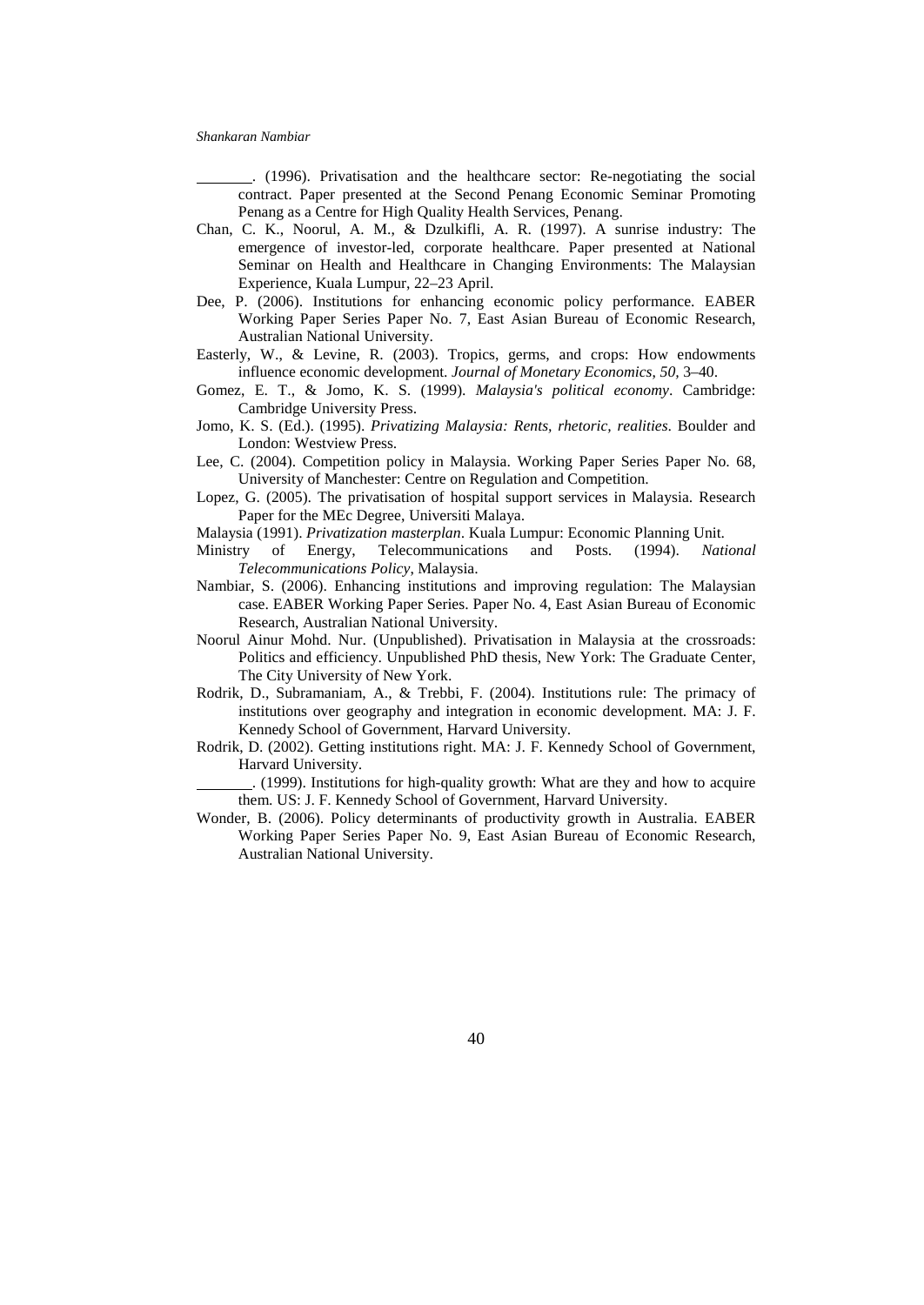_______. (1996). Privatisation and the healthcare sector: Re-negotiating the social contract. Paper presented at the Second Penang Economic Seminar Promoting Penang as a Centre for High Quality Health Services, Penang.

Chan, C. K., Noorul, A. M., & Dzulkifli, A. R. (1997). A sunrise industry: The emergence of investor-led, corporate healthcare. Paper presented at National Seminar on Health and Healthcare in Changing Environments: The Malaysian Experience, Kuala Lumpur, 22–23 April.

Dee, P. (2006). Institutions for enhancing economic policy performance. EABER Working Paper Series Paper No. 7, East Asian Bureau of Economic Research, Australian National University.

Easterly, W., & Levine, R. (2003). Tropics, germs, and crops: How endowments influence economic development. *Journal of Monetary Economics, 50*, 3–40.

Gomez, E. T., & Jomo, K. S. (1999). *Malaysia's political economy*. Cambridge: Cambridge University Press.

Jomo, K. S. (Ed.). (1995). *Privatizing Malaysia: Rents, rhetoric, realities*. Boulder and London: Westview Press.

Lee, C. (2004). Competition policy in Malaysia. Working Paper Series Paper No. 68, University of Manchester: Centre on Regulation and Competition.

Lopez, G. (2005). The privatisation of hospital support services in Malaysia. Research Paper for the MEc Degree, Universiti Malaya.

Malaysia (1991). *Privatization masterplan*. Kuala Lumpur: Economic Planning Unit.

Ministry of Energy, Telecommunications and Posts. (1994). *National Telecommunications Policy*, Malaysia.

Nambiar, S. (2006). Enhancing institutions and improving regulation: The Malaysian case. EABER Working Paper Series. Paper No. 4, East Asian Bureau of Economic Research, Australian National University.

Noorul Ainur Mohd. Nur. (Unpublished). Privatisation in Malaysia at the crossroads: Politics and efficiency. Unpublished PhD thesis, New York: The Graduate Center, The City University of New York.

Rodrik, D., Subramaniam, A., & Trebbi, F. (2004). Institutions rule: The primacy of institutions over geography and integration in economic development. MA: J. F. Kennedy School of Government, Harvard University.

Rodrik, D. (2002). Getting institutions right. MA: J. F. Kennedy School of Government, Harvard University.

_______. (1999). Institutions for high-quality growth: What are they and how to acquire them. US: J. F. Kennedy School of Government, Harvard University.

Wonder, B. (2006). Policy determinants of productivity growth in Australia. EABER Working Paper Series Paper No. 9, East Asian Bureau of Economic Research, Australian National University.